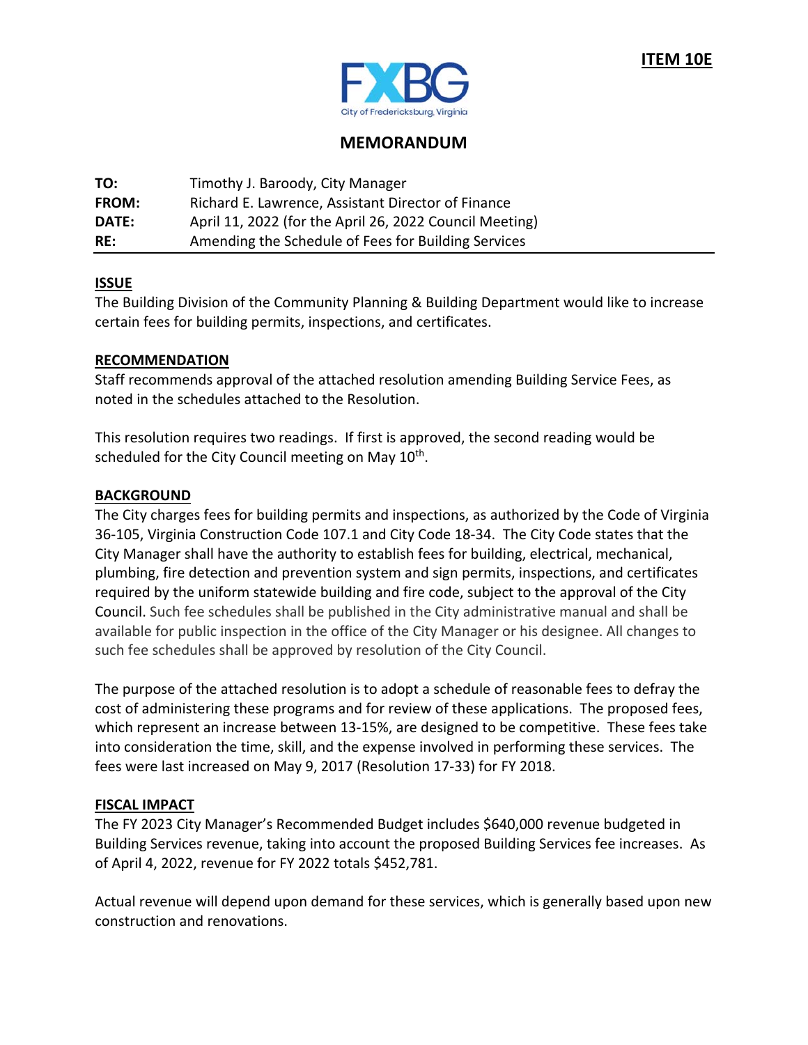**ITEM 10E**

FXBG
City of Fredericksburg, Virginia

# MEMORANDUM

| | |
|---|---|
| **TO:** | Timothy J. Baroody, City Manager |
| **FROM:** | Richard E. Lawrence, Assistant Director of Finance |
| **DATE:** | April 11, 2022 (for the April 26, 2022 Council Meeting) |
| **RE:** | Amending the Schedule of Fees for Building Services |

## ISSUE

The Building Division of the Community Planning & Building Department would like to increase certain fees for building permits, inspections, and certificates.

## RECOMMENDATION

Staff recommends approval of the attached resolution amending Building Service Fees, as noted in the schedules attached to the Resolution.

This resolution requires two readings. If first is approved, the second reading would be scheduled for the City Council meeting on May 10th.

## BACKGROUND

The City charges fees for building permits and inspections, as authorized by the Code of Virginia 36-105, Virginia Construction Code 107.1 and City Code 18-34. The City Code states that the City Manager shall have the authority to establish fees for building, electrical, mechanical, plumbing, fire detection and prevention system and sign permits, inspections, and certificates required by the uniform statewide building and fire code, subject to the approval of the City Council. Such fee schedules shall be published in the City administrative manual and shall be available for public inspection in the office of the City Manager or his designee. All changes to such fee schedules shall be approved by resolution of the City Council.

The purpose of the attached resolution is to adopt a schedule of reasonable fees to defray the cost of administering these programs and for review of these applications. The proposed fees, which represent an increase between 13-15%, are designed to be competitive. These fees take into consideration the time, skill, and the expense involved in performing these services. The fees were last increased on May 9, 2017 (Resolution 17-33) for FY 2018.

## FISCAL IMPACT

The FY 2023 City Manager's Recommended Budget includes $640,000 revenue budgeted in Building Services revenue, taking into account the proposed Building Services fee increases. As of April 4, 2022, revenue for FY 2022 totals $452,781.

Actual revenue will depend upon demand for these services, which is generally based upon new construction and renovations.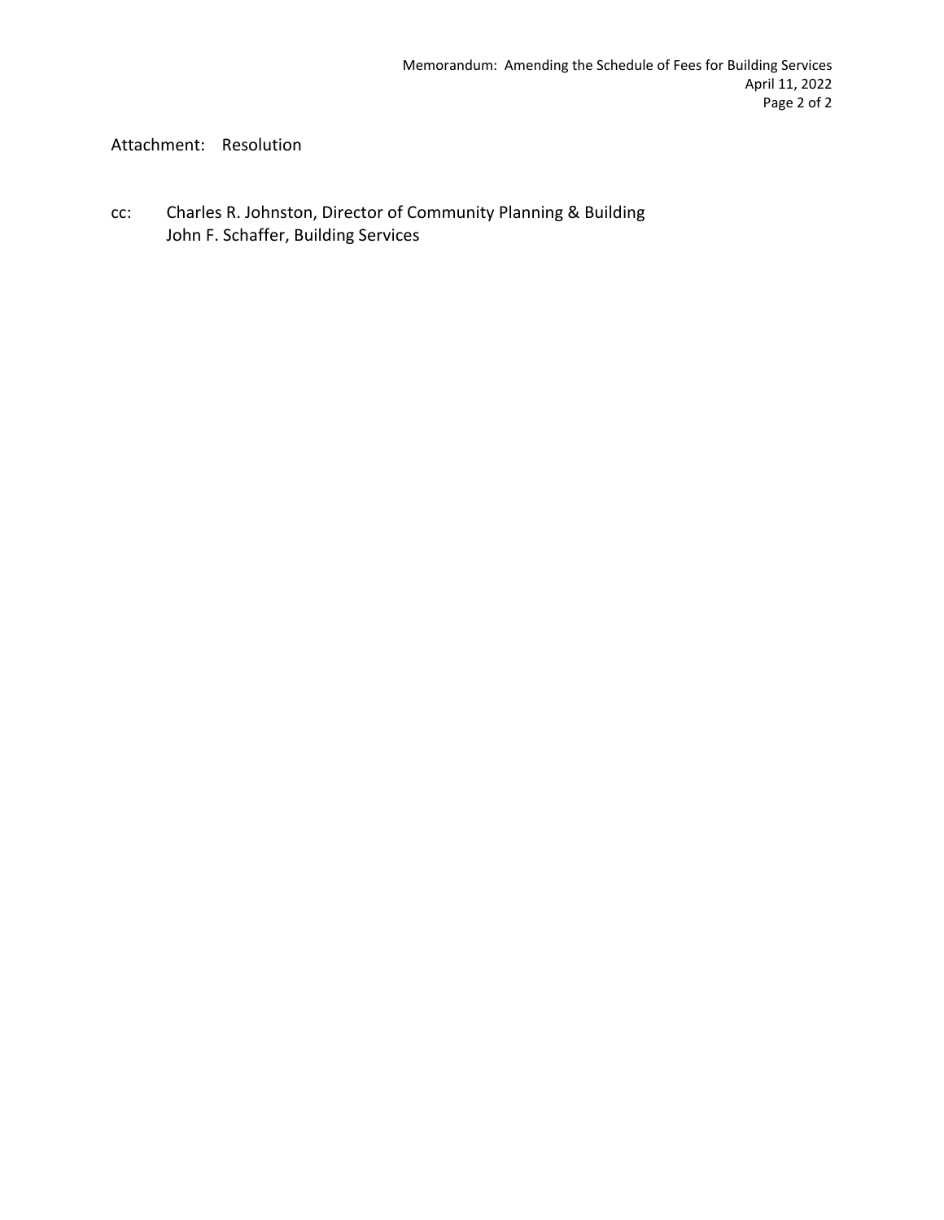Attachment: Resolution

cc: Charles R. Johnston, Director of Community Planning & Building
John F. Schaffer, Building Services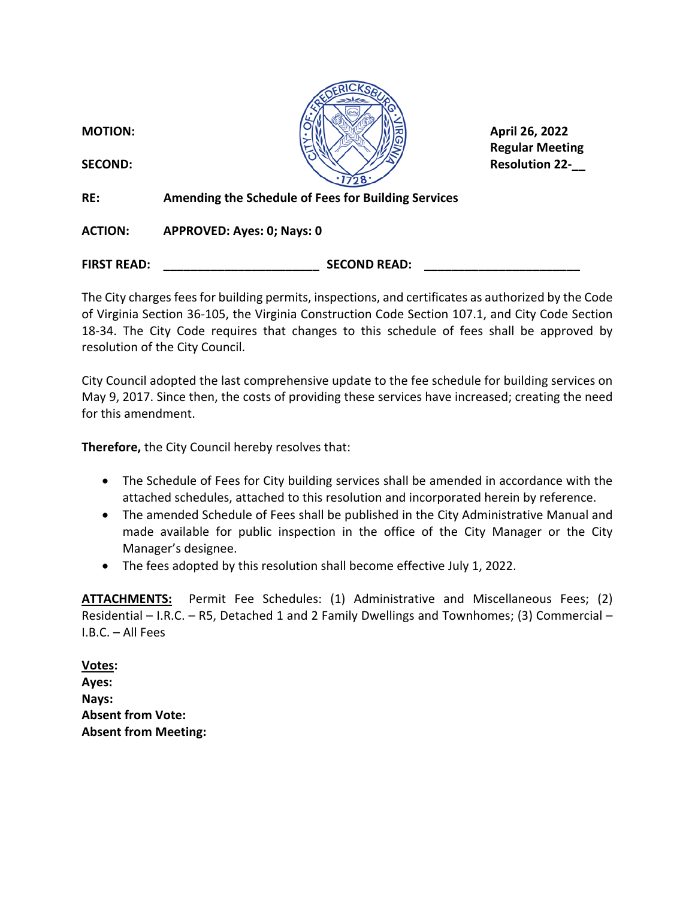**MOTION:**

**SECOND:**

**April 26, 2022**
**Regular Meeting**
**Resolution 22-__**

**RE:** **Amending the Schedule of Fees for Building Services**

**ACTION:** **APPROVED: Ayes: 0; Nays: 0**

**FIRST READ:** _______________________ **SECOND READ:** _______________________

The City charges fees for building permits, inspections, and certificates as authorized by the Code of Virginia Section 36-105, the Virginia Construction Code Section 107.1, and City Code Section 18-34. The City Code requires that changes to this schedule of fees shall be approved by resolution of the City Council.

City Council adopted the last comprehensive update to the fee schedule for building services on May 9, 2017. Since then, the costs of providing these services have increased; creating the need for this amendment.

**Therefore,** the City Council hereby resolves that:

- The Schedule of Fees for City building services shall be amended in accordance with the attached schedules, attached to this resolution and incorporated herein by reference.
- The amended Schedule of Fees shall be published in the City Administrative Manual and made available for public inspection in the office of the City Manager or the City Manager's designee.
- The fees adopted by this resolution shall become effective July 1, 2022.

**ATTACHMENTS:** Permit Fee Schedules: (1) Administrative and Miscellaneous Fees; (2) Residential – I.R.C. – R5, Detached 1 and 2 Family Dwellings and Townhomes; (3) Commercial – I.B.C. – All Fees

**Votes:**
**Ayes:**
**Nays:**
**Absent from Vote:**
**Absent from Meeting:**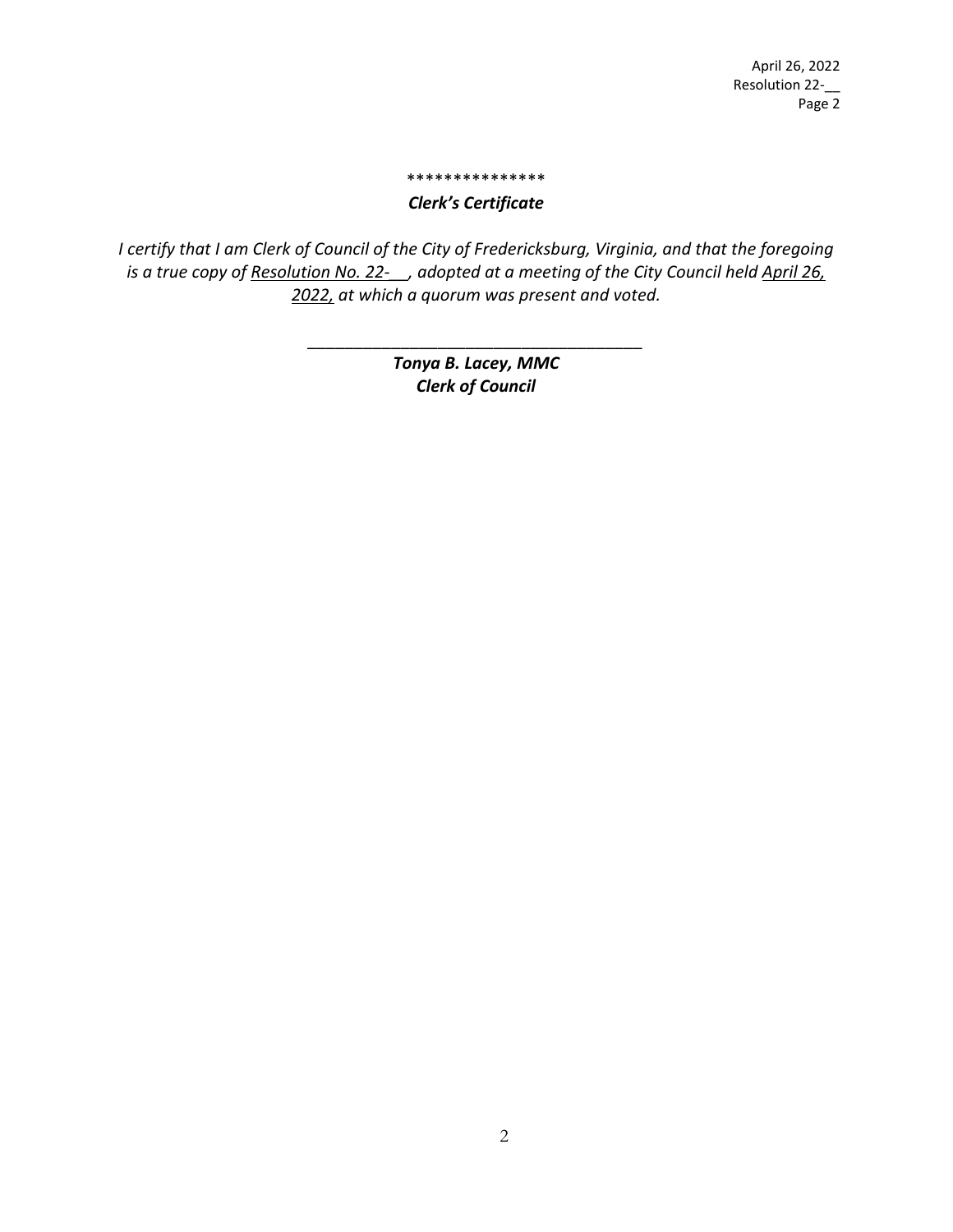\*\*\*\*\*\*\*\*\*\*\*\*\*\*\*

***Clerk's Certificate***

*I certify that I am Clerk of Council of the City of Fredericksburg, Virginia, and that the foregoing is a true copy of Resolution No. 22-__, adopted at a meeting of the City Council held April 26, 2022, at which a quorum was present and voted.*

______________________________________

***Tonya B. Lacey, MMC***
***Clerk of Council***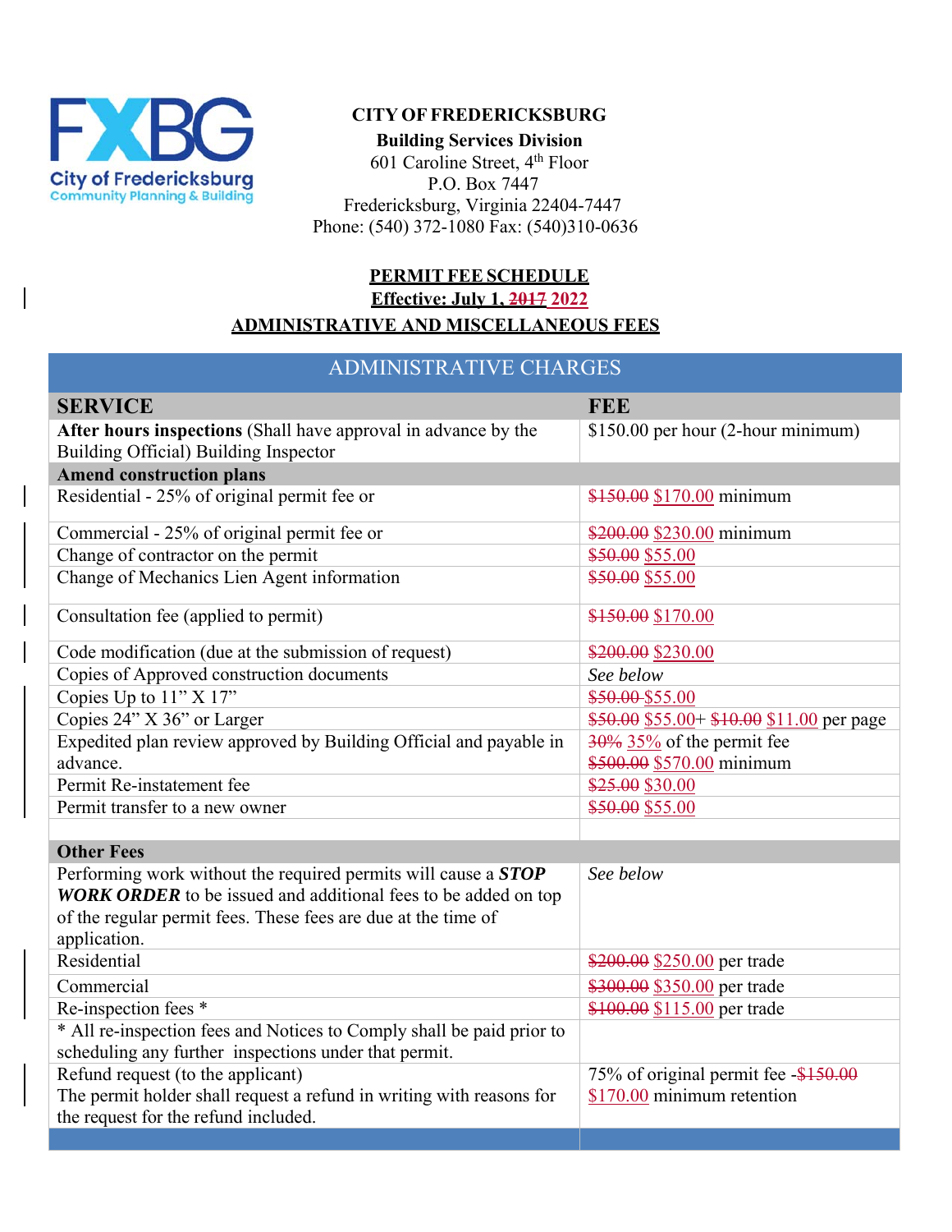**CITY OF FREDERICKSBURG**
**Building Services Division**
601 Caroline Street, 4th Floor
P.O. Box 7447
Fredericksburg, Virginia 22404-7447
Phone: (540) 372-1080 Fax: (540)310-0636

**PERMIT FEE SCHEDULE**
**Effective: July 1, ~~2017~~ 2022**
**ADMINISTRATIVE AND MISCELLANEOUS FEES**

| ADMINISTRATIVE CHARGES | |
|---|---|
| **SERVICE** | **FEE** |
| **After hours inspections** (Shall have approval in advance by the Building Official) Building Inspector | $150.00 per hour (2-hour minimum) |
| **Amend construction plans** | |
| Residential - 25% of original permit fee or | ~~$150.00~~ $170.00 minimum |
| Commercial - 25% of original permit fee or | ~~$200.00~~ $230.00 minimum |
| Change of contractor on the permit | ~~$50.00~~ $55.00 |
| Change of Mechanics Lien Agent information | ~~$50.00~~ $55.00 |
| Consultation fee (applied to permit) | ~~$150.00~~ $170.00 |
| Code modification (due at the submission of request) | ~~$200.00~~ $230.00 |
| Copies of Approved construction documents | *See below* |
| Copies Up to 11" X 17" | ~~$50.00~~ $55.00 |
| Copies 24" X 36" or Larger | ~~$50.00~~ $55.00+ ~~$10.00~~ $11.00 per page |
| Expedited plan review approved by Building Official and payable in advance. | ~~30%~~ 35% of the permit fee ~~$500.00~~ $570.00 minimum |
| Permit Re-instatement fee | ~~$25.00~~ $30.00 |
| Permit transfer to a new owner | ~~$50.00~~ $55.00 |
| | |
| **Other Fees** | |
| Performing work without the required permits will cause a ***STOP WORK ORDER*** to be issued and additional fees to be added on top of the regular permit fees. These fees are due at the time of application. | *See below* |
| Residential | ~~$200.00~~ $250.00 per trade |
| Commercial | ~~$300.00~~ $350.00 per trade |
| Re-inspection fees * | ~~$100.00~~ $115.00 per trade |
| * All re-inspection fees and Notices to Comply shall be paid prior to scheduling any further inspections under that permit. | |
| Refund request (to the applicant) The permit holder shall request a refund in writing with reasons for the request for the refund included. | 75% of original permit fee -~~$150.00~~ $170.00 minimum retention |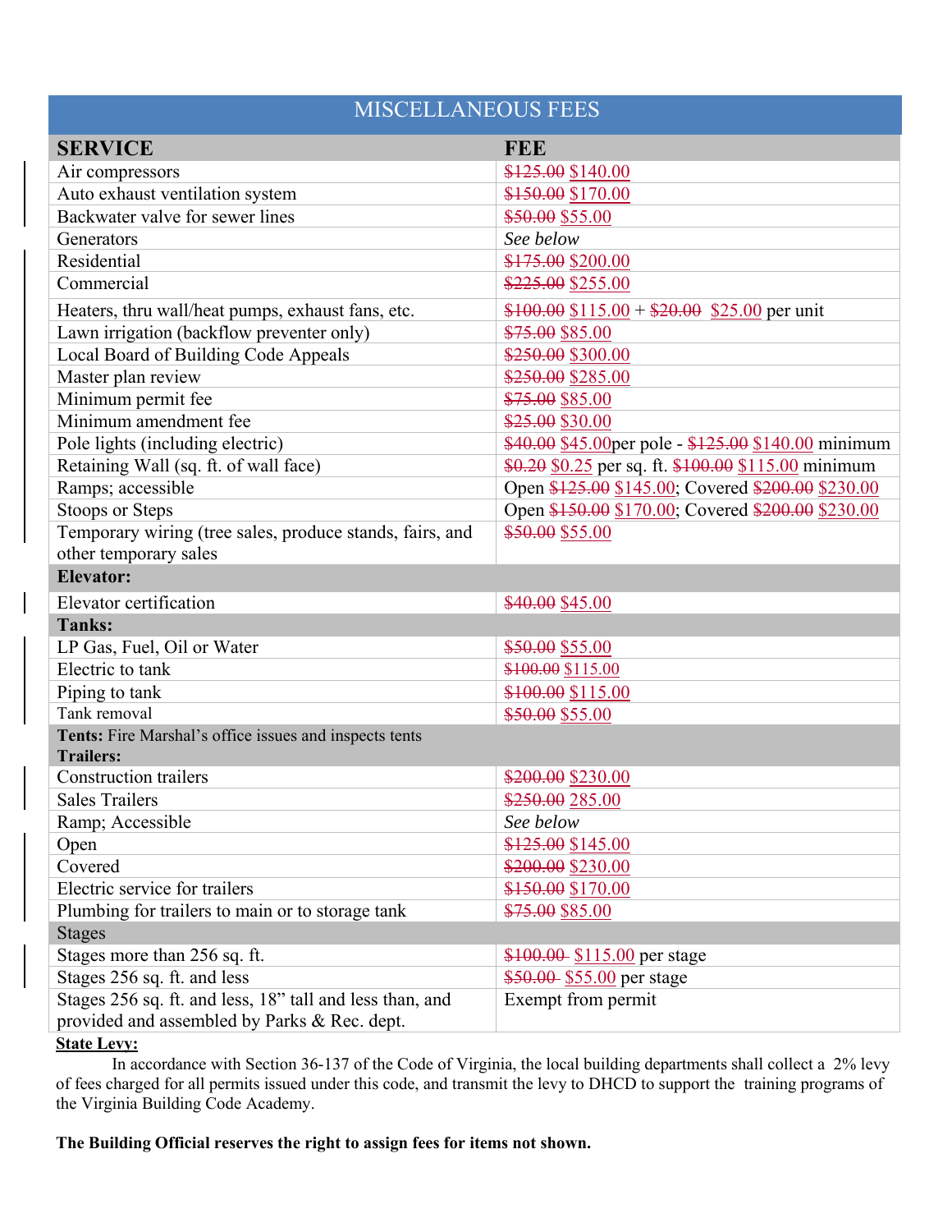## MISCELLANEOUS FEES

| SERVICE | FEE |
|---|---|
| Air compressors | ~~$125.00~~ $140.00 |
| Auto exhaust ventilation system | ~~$150.00~~ $170.00 |
| Backwater valve for sewer lines | ~~$50.00~~ $55.00 |
| Generators | *See below* |
| Residential | ~~$175.00~~ $200.00 |
| Commercial | ~~$225.00~~ $255.00 |
| Heaters, thru wall/heat pumps, exhaust fans, etc. | ~~$100.00~~ $115.00 + ~~$20.00~~ $25.00 per unit |
| Lawn irrigation (backflow preventer only) | ~~$75.00~~ $85.00 |
| Local Board of Building Code Appeals | ~~$250.00~~ $300.00 |
| Master plan review | ~~$250.00~~ $285.00 |
| Minimum permit fee | ~~$75.00~~ $85.00 |
| Minimum amendment fee | ~~$25.00~~ $30.00 |
| Pole lights (including electric) | ~~$40.00~~ $45.00per pole - ~~$125.00~~ $140.00 minimum |
| Retaining Wall (sq. ft. of wall face) | ~~$0.20~~ $0.25 per sq. ft. ~~$100.00~~ $115.00 minimum |
| Ramps; accessible | Open ~~$125.00~~ $145.00; Covered ~~$200.00~~ $230.00 |
| Stoops or Steps | Open ~~$150.00~~ $170.00; Covered ~~$200.00~~ $230.00 |
| Temporary wiring (tree sales, produce stands, fairs, and other temporary sales | ~~$50.00~~ $55.00 |
| **Elevator:** | |
| Elevator certification | ~~$40.00~~ $45.00 |
| **Tanks:** | |
| LP Gas, Fuel, Oil or Water | ~~$50.00~~ $55.00 |
| Electric to tank | ~~$100.00~~ $115.00 |
| Piping to tank | ~~$100.00~~ $115.00 |
| Tank removal | ~~$50.00~~ $55.00 |
| **Tents:** Fire Marshal's office issues and inspects tents<br>**Trailers:** | |
| Construction trailers | ~~$200.00~~ $230.00 |
| Sales Trailers | ~~$250.00~~ 285.00 |
| Ramp; Accessible | *See below* |
| Open | ~~$125.00~~ $145.00 |
| Covered | ~~$200.00~~ $230.00 |
| Electric service for trailers | ~~$150.00~~ $170.00 |
| Plumbing for trailers to main or to storage tank | ~~$75.00~~ $85.00 |
| Stages | |
| Stages more than 256 sq. ft. | ~~$100.00~~ $115.00 per stage |
| Stages 256 sq. ft. and less | ~~$50.00~~ $55.00 per stage |
| Stages 256 sq. ft. and less, 18" tall and less than, and provided and assembled by Parks & Rec. dept. | Exempt from permit |

**State Levy:**

In accordance with Section 36-137 of the Code of Virginia, the local building departments shall collect a 2% levy of fees charged for all permits issued under this code, and transmit the levy to DHCD to support the training programs of the Virginia Building Code Academy.

**The Building Official reserves the right to assign fees for items not shown.**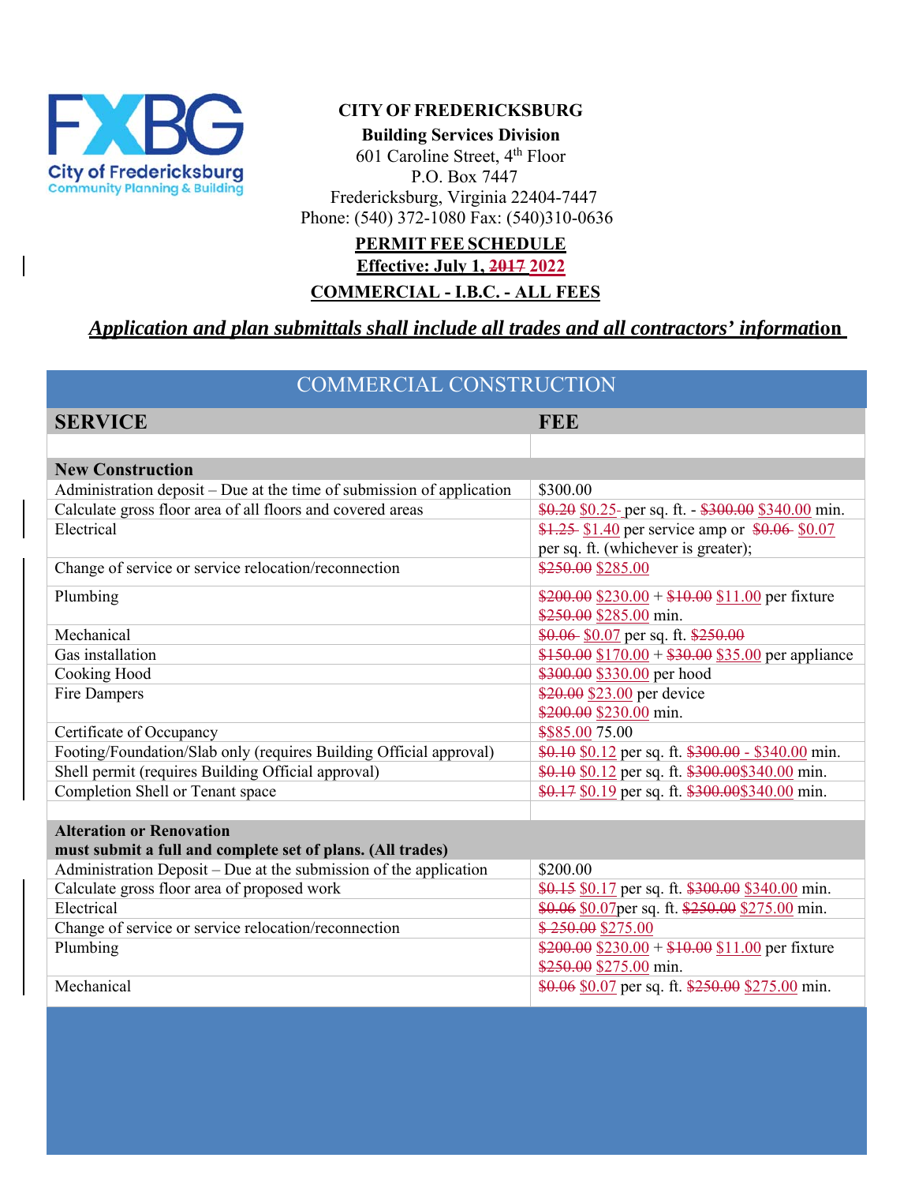**CITY OF FREDERICKSBURG**
**Building Services Division**
601 Caroline Street, 4th Floor
P.O. Box 7447
Fredericksburg, Virginia 22404-7447
Phone: (540) 372-1080 Fax: (540)310-0636

**PERMIT FEE SCHEDULE**

**Effective: July 1, ~~2017~~ 2022**

**COMMERCIAL - I.B.C. - ALL FEES**

***Application and plan submittals shall include all trades and all contractors' information***

## COMMERCIAL CONSTRUCTION

| SERVICE | FEE |
|---|---|
| **New Construction** | |
| Administration deposit – Due at the time of submission of application | $300.00 |
| Calculate gross floor area of all floors and covered areas | ~~$0.20~~ $0.25 per sq. ft. - ~~$300.00~~ $340.00 min. |
| Electrical | ~~$1.25~~ $1.40 per service amp or ~~$0.06~~ $0.07 per sq. ft. (whichever is greater); |
| Change of service or service relocation/reconnection | ~~$250.00~~ $285.00 |
| Plumbing | ~~$200.00~~ $230.00 + ~~$10.00~~ $11.00 per fixture ~~$250.00~~ $285.00 min. |
| Mechanical | ~~$0.06~~ $0.07 per sq. ft. ~~$250.00~~ |
| Gas installation | ~~$150.00~~ $170.00 + ~~$30.00~~ $35.00 per appliance |
| Cooking Hood | ~~$300.00~~ $330.00 per hood |
| Fire Dampers | ~~$20.00~~ $23.00 per device ~~$200.00~~ $230.00 min. |
| Certificate of Occupancy | ~~$$85.00~~ 75.00 |
| Footing/Foundation/Slab only (requires Building Official approval) | ~~$0.10~~ $0.12 per sq. ft. ~~$300.00~~ - $340.00 min. |
| Shell permit (requires Building Official approval) | ~~$0.10~~ $0.12 per sq. ft. ~~$300.00~~$340.00 min. |
| Completion Shell or Tenant space | ~~$0.17~~ $0.19 per sq. ft. ~~$300.00~~$340.00 min. |
| | |
| **Alteration or Renovation must submit a full and complete set of plans. (All trades)** | |
| Administration Deposit – Due at the submission of the application | $200.00 |
| Calculate gross floor area of proposed work | ~~$0.15~~ $0.17 per sq. ft. ~~$300.00~~ $340.00 min. |
| Electrical | ~~$0.06~~ $0.07per sq. ft. ~~$250.00~~ $275.00 min. |
| Change of service or service relocation/reconnection | ~~$ 250.00~~ $275.00 |
| Plumbing | ~~$200.00~~ $230.00 + ~~$10.00~~ $11.00 per fixture ~~$250.00~~ $275.00 min. |
| Mechanical | ~~$0.06~~ $0.07 per sq. ft. ~~$250.00~~ $275.00 min. |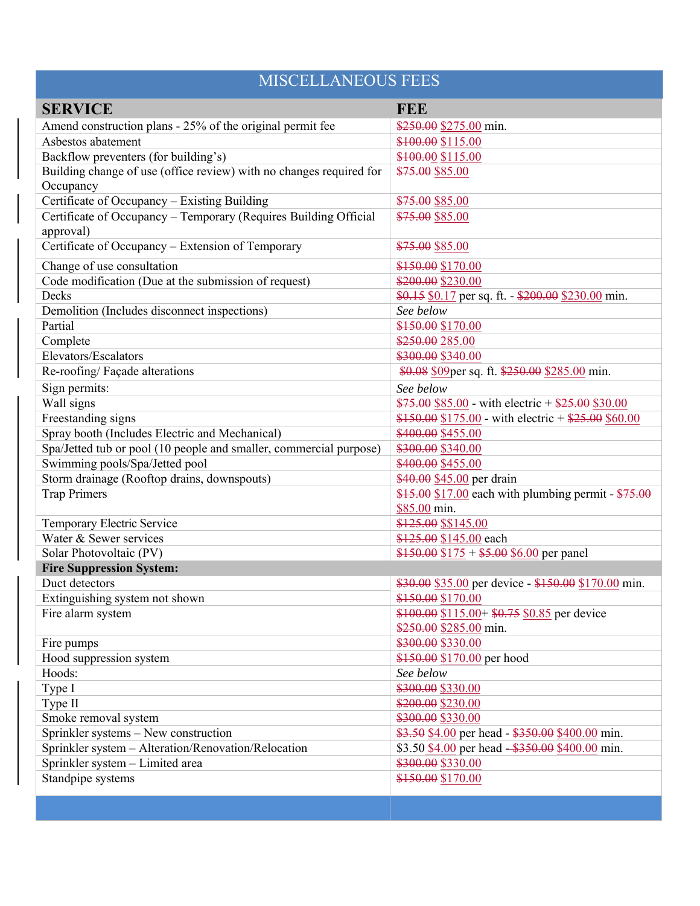| MISCELLANEOUS FEES | |
|---|---|
| **SERVICE** | **FEE** |
| Amend construction plans - 25% of the original permit fee | ~~$250.00~~ $275.00 min. |
| Asbestos abatement | ~~$100.00~~ $115.00 |
| Backflow preventers (for building's) | ~~$100.00~~ $115.00 |
| Building change of use (office review) with no changes required for Occupancy | ~~$75.00~~ $85.00 |
| Certificate of Occupancy – Existing Building | ~~$75.00~~ $85.00 |
| Certificate of Occupancy – Temporary (Requires Building Official approval) | ~~$75.00~~ $85.00 |
| Certificate of Occupancy – Extension of Temporary | ~~$75.00~~ $85.00 |
| Change of use consultation | ~~$150.00~~ $170.00 |
| Code modification (Due at the submission of request) | ~~$200.00~~ $230.00 |
| Decks | ~~$0.15~~ $0.17 per sq. ft. - ~~$200.00~~ $230.00 min. |
| Demolition (Includes disconnect inspections) | *See below* |
| Partial | ~~$150.00~~ $170.00 |
| Complete | ~~$250.00~~ 285.00 |
| Elevators/Escalators | ~~$300.00~~ $340.00 |
| Re-roofing/ Façade alterations | ~~$0.08~~ $09per sq. ft. ~~$250.00~~ $285.00 min. |
| Sign permits: | *See below* |
| Wall signs | ~~$75.00~~ $85.00 - with electric + ~~$25.00~~ $30.00 |
| Freestanding signs | ~~$150.00~~ $175.00 - with electric + ~~$25.00~~ $60.00 |
| Spray booth (Includes Electric and Mechanical) | ~~$400.00~~ $455.00 |
| Spa/Jetted tub or pool (10 people and smaller, commercial purpose) | ~~$300.00~~ $340.00 |
| Swimming pools/Spa/Jetted pool | ~~$400.00~~ $455.00 |
| Storm drainage (Rooftop drains, downspouts) | ~~$40.00~~ $45.00 per drain |
| Trap Primers | ~~$15.00~~ $17.00 each with plumbing permit - ~~$75.00~~ $85.00 min. |
| Temporary Electric Service | ~~$125.00~~ $$145.00 |
| Water & Sewer services | ~~$125.00~~ $145.00 each |
| Solar Photovoltaic (PV) | ~~$150.00~~ $175 + ~~$5.00~~ $6.00 per panel |
| **Fire Suppression System:** | |
| Duct detectors | ~~$30.00~~ $35.00 per device - ~~$150.00~~ $170.00 min. |
| Extinguishing system not shown | ~~$150.00~~ $170.00 |
| Fire alarm system | ~~$100.00~~ $115.00+ ~~$0.75~~ $0.85 per device ~~$250.00~~ $285.00 min. |
| Fire pumps | ~~$300.00~~ $330.00 |
| Hood suppression system | ~~$150.00~~ $170.00 per hood |
| Hoods: | *See below* |
| Type I | ~~$300.00~~ $330.00 |
| Type II | ~~$200.00~~ $230.00 |
| Smoke removal system | ~~$300.00~~ $330.00 |
| Sprinkler systems – New construction | ~~$3.50~~ $4.00 per head - ~~$350.00~~ $400.00 min. |
| Sprinkler system – Alteration/Renovation/Relocation | $3.50 $4.00 per head ~~- $350.00~~ $400.00 min. |
| Sprinkler system – Limited area | ~~$300.00~~ $330.00 |
| Standpipe systems | ~~$150.00~~ $170.00 |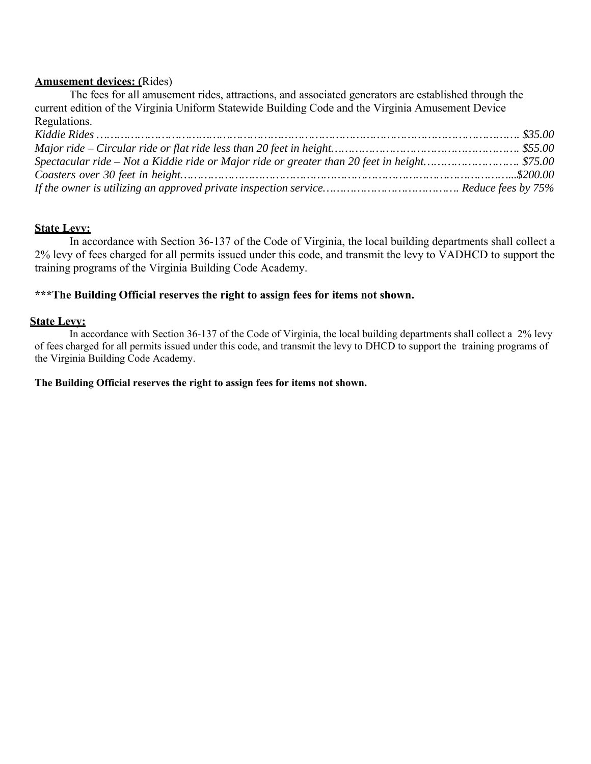**Amusement devices: (**Rides)

The fees for all amusement rides, attractions, and associated generators are established through the current edition of the Virginia Uniform Statewide Building Code and the Virginia Amusement Device Regulations.

*Kiddie Rides ………………………………………………………………………………………………. $35.00*
*Major ride – Circular ride or flat ride less than 20 feet in height……………………………………………. $55.00*
*Spectacular ride – Not a Kiddie ride or Major ride or greater than 20 feet in height……………………. $75.00*
*Coasters over 30 feet in height……………………………………………………………………………....$200.00*
*If the owner is utilizing an approved private inspection service………………………………. Reduce fees by 75%*

**State Levy:**

In accordance with Section 36-137 of the Code of Virginia, the local building departments shall collect a 2% levy of fees charged for all permits issued under this code, and transmit the levy to VADHCD to support the training programs of the Virginia Building Code Academy.

**\*\*\*The Building Official reserves the right to assign fees for items not shown.**

**State Levy:**

In accordance with Section 36-137 of the Code of Virginia, the local building departments shall collect a 2% levy of fees charged for all permits issued under this code, and transmit the levy to DHCD to support the training programs of the Virginia Building Code Academy.

**The Building Official reserves the right to assign fees for items not shown.**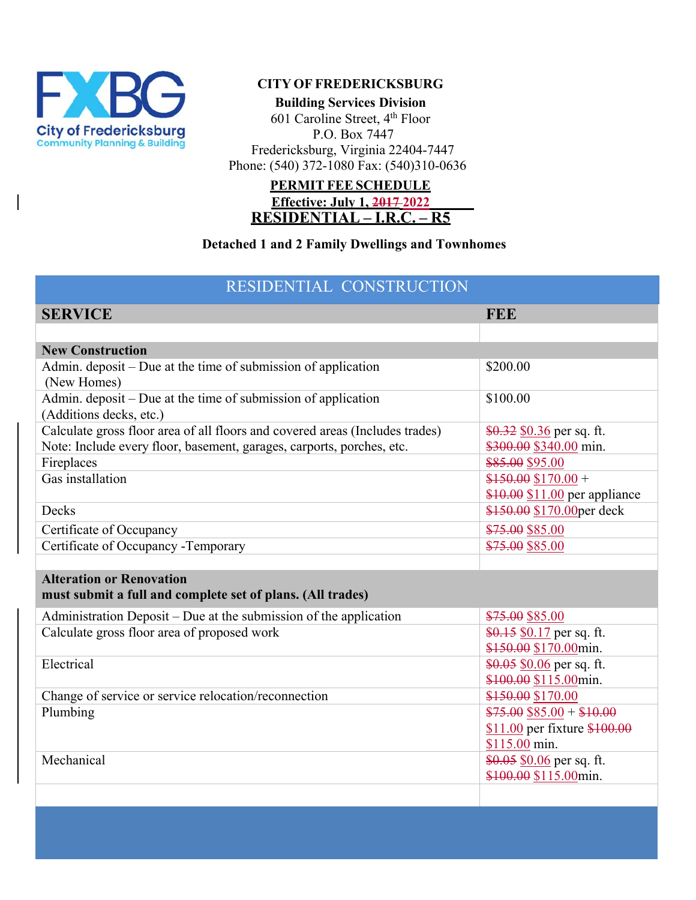**CITY OF FREDERICKSBURG**

**Building Services Division**

601 Caroline Street, 4th Floor
P.O. Box 7447
Fredericksburg, Virginia 22404-7447
Phone: (540) 372-1080 Fax: (540)310-0636

**PERMIT FEE SCHEDULE**

**Effective: July 1, ~~2017~~ 2022**

# RESIDENTIAL – I.R.C. – R5

**Detached 1 and 2 Family Dwellings and Townhomes**

## RESIDENTIAL CONSTRUCTION

| SERVICE | FEE |
|---|---|
| | |
| **New Construction** | |
| Admin. deposit – Due at the time of submission of application (New Homes) | $200.00 |
| Admin. deposit – Due at the time of submission of application (Additions decks, etc.) | $100.00 |
| Calculate gross floor area of all floors and covered areas (Includes trades) Note: Include every floor, basement, garages, carports, porches, etc. | ~~$0.32~~ $0.36 per sq. ft. ~~$300.00~~ $340.00 min. |
| Fireplaces | ~~$85.00~~ $95.00 |
| Gas installation | ~~$150.00~~ $170.00 + ~~$10.00~~ $11.00 per appliance |
| Decks | ~~$150.00~~ $170.00per deck |
| Certificate of Occupancy | ~~$75.00~~ $85.00 |
| Certificate of Occupancy -Temporary | ~~$75.00~~ $85.00 |
| | |
| **Alteration or Renovation must submit a full and complete set of plans. (All trades)** | |
| Administration Deposit – Due at the submission of the application | ~~$75.00~~ $85.00 |
| Calculate gross floor area of proposed work | ~~$0.15~~ $0.17 per sq. ft. ~~$150.00~~ $170.00min. |
| Electrical | ~~$0.05~~ $0.06 per sq. ft. ~~$100.00~~ $115.00min. |
| Change of service or service relocation/reconnection | ~~$150.00~~ $170.00 |
| Plumbing | ~~$75.00~~ $85.00 + ~~$10.00~~ $11.00 per fixture ~~$100.00~~ $115.00 min. |
| Mechanical | ~~$0.05~~ $0.06 per sq. ft. ~~$100.00~~ $115.00min. |
| | |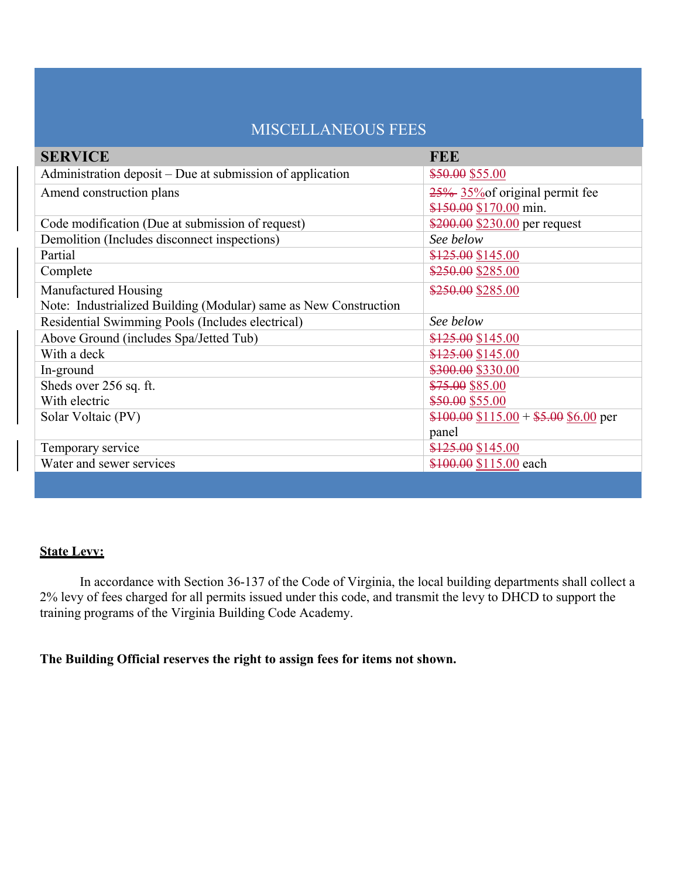## MISCELLANEOUS FEES

| SERVICE | FEE |
|---|---|
| Administration deposit – Due at submission of application | ~~$50.00~~ $55.00 |
| Amend construction plans | ~~25%~~ 35%of original permit fee ~~$150.00~~ $170.00 min. |
| Code modification (Due at submission of request) | ~~$200.00~~ $230.00 per request |
| Demolition (Includes disconnect inspections) | *See below* |
| Partial | ~~$125.00~~ $145.00 |
| Complete | ~~$250.00~~ $285.00 |
| Manufactured Housing<br>Note: Industrialized Building (Modular) same as New Construction | ~~$250.00~~ $285.00 |
| Residential Swimming Pools (Includes electrical) | *See below* |
| Above Ground (includes Spa/Jetted Tub) | ~~$125.00~~ $145.00 |
| With a deck | ~~$125.00~~ $145.00 |
| In-ground | ~~$300.00~~ $330.00 |
| Sheds over 256 sq. ft.<br>With electric | ~~$75.00~~ $85.00<br>~~$50.00~~ $55.00 |
| Solar Voltaic (PV) | ~~$100.00~~ $115.00 + ~~$5.00~~ $6.00 per panel |
| Temporary service | ~~$125.00~~ $145.00 |
| Water and sewer services | ~~$100.00~~ $115.00 each |

**State Levy:**

In accordance with Section 36-137 of the Code of Virginia, the local building departments shall collect a 2% levy of fees charged for all permits issued under this code, and transmit the levy to DHCD to support the training programs of the Virginia Building Code Academy.

**The Building Official reserves the right to assign fees for items not shown.**